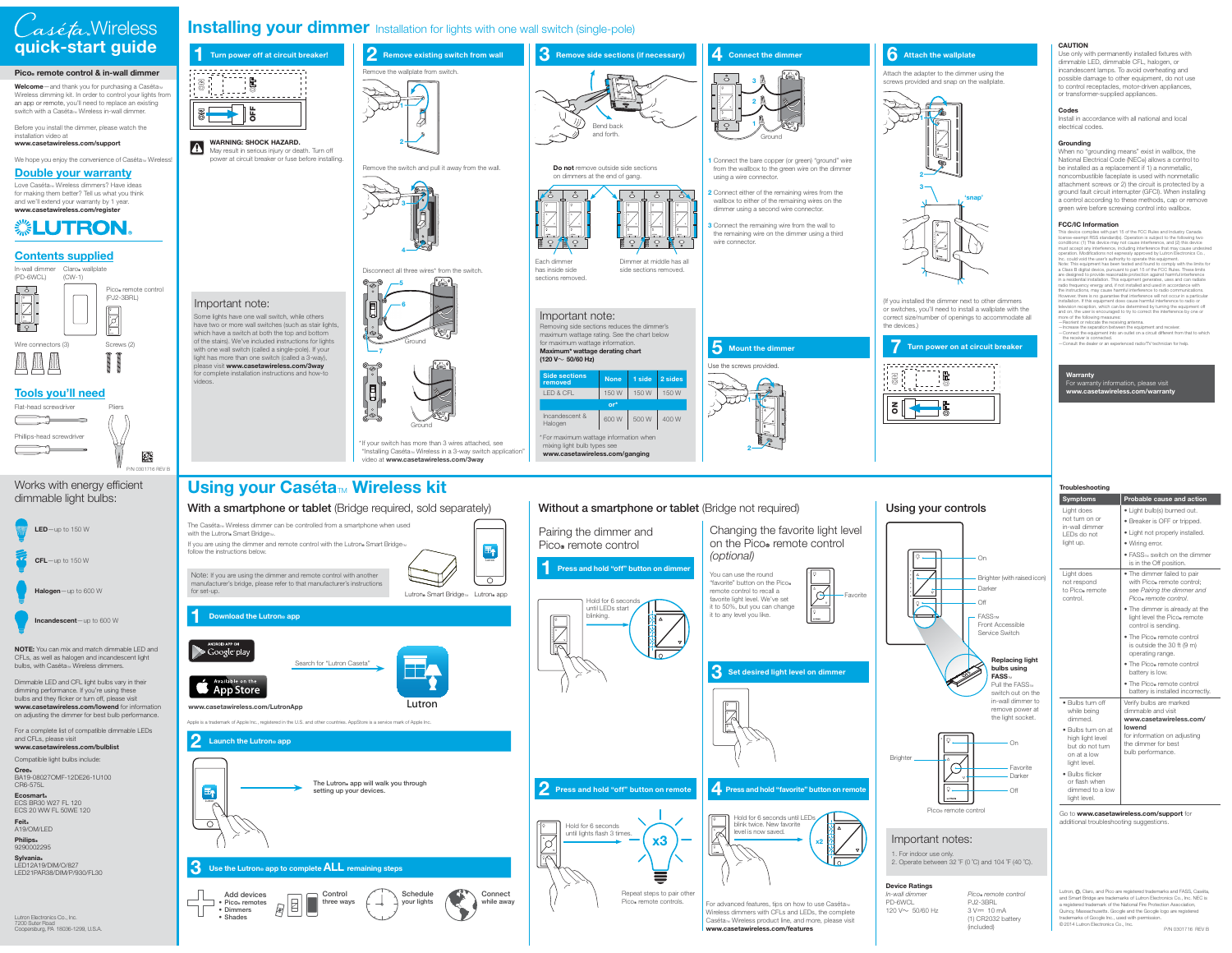# Caséta Wireless quick-start guide

## Pico® remote control & in-wall dimmer

**Welcome**—and thank you for purchasing a Caséta™ Wireless dimming kit. In order to control your lights from an app or remote, you'll need to replace an existing switch with a Caséta™ Wireless in-wall dimmer.

Before you install the dimmer, please watch the installation video at **www.casetawireless.com/support**

We hope you enjoy the convenience of Caséta™ Wireless!

## Double your warranty

Love Caséta™ Wireless dimmers? Have ideas for making them better? Tell us what you think and we'll extend your warranty by 1 year. **www.casetawireless.com/register**

LUTRON®

## Contents supplied

- In-wall dimmer (PD-6WCL)
- Claro® wallplate (CW-1)
- Pico® remote control (PJ2-3BRL)
- Wire connectors (3)
- Screws (2)

## Tools you'll need

- Flat-head screwdriver
- Pliers
- Phillips-head screwdriver

P/N 0301716 REV B

Works with energy efficient dimmable light bulbs:

- **LED**—up to 150 W
- **CFL**—up to 150 W
- **Halogen**—up to 600 W
- **Incandescent**—up to 600 W

**NOTE:** You can mix and match dimmable LED and CFLs, as well as halogen and incandescent light bulbs, with Caséta™ Wireless dimmers.

Dimmable LED and CFL light bulbs vary in their dimming performance. If you're using these bulbs and they flicker or turn off, please visit **www.casetawireless.com/lowend** for information on adjusting the dimmer for best bulb performance.

For a complete list of compatible dimmable LEDs and CFLs, please visit **www.casetawireless.com/bulblist**

Compatible light bulbs include:

**Cree®**
BA19-08027OMF-12DE26-1U100
CR6-575L

**Ecosmart®**
ECS BR30 W27 FL 120
ECS 20 WW FL 50WE 120

**Feit®**
A19/OM/LED

**Philips®**
92900002295

**Sylvania®**
LED12A19/DIM/O/827
LED21PAR38/DIM/P/930/FL30

Lutron Electronics Co., Inc.
7200 Suter Road
Coopersburg, PA 18036-1299, U.S.A.

# Installing your dimmer Installation for lights with one wall switch (single-pole)

## 1 Turn power off at circuit breaker!

OFF

**WARNING: SHOCK HAZARD.** May result in serious injury or death. Turn off power at circuit breaker or fuse before installing.

### Important note:

Some lights have one wall switch, while others have two or more wall switches (such as stair lights, which have a switch at both the top and bottom of the stairs). We've included instructions for lights with one wall switch (called a single-pole). If your light has more than one switch (called a 3-way), please visit **www.casetawireless.com/3way** for complete installation instructions and how-to videos.

## 2 Remove existing switch from wall

Remove the wallplate from switch.

Remove the switch and pull it away from the wall.

Disconnect all three wires* from the switch.

Ground

Ground

*If your switch has more than 3 wires attached, see "Installing Caséta™ Wireless in a 3-way switch application" video at **www.casetawireless.com/3way**

## 3 Remove side sections (if necessary)

Bend back and forth.

**Do not** remove outside side sections on dimmers at the end of gang.

Each dimmer has inside side sections removed.

Dimmer at middle has all side sections removed.

### Important note:

Removing side sections reduces the dimmer's maximum wattage rating. See the chart below for maximum wattage.

**Maximum* wattage derating chart (120 V~ 50/60 Hz)**

| Side sections removed | None | 1 side | 2 sides |
|---|---|---|---|
| LED & CFL | 150 W | 150 W | 150 W |
| **or*** | | | |
| Incandescent & Halogen | 600 W | 500 W | 400 W |

*For maximum wattage information when mixing light bulb types see **www.casetawireless.com/ganging**

## 4 Connect the dimmer

Ground

1 Connect the bare copper (or green) "ground" wire from the wallbox to the green wire on the dimmer using a wire connector.

2 Connect either of the remaining wires from the wallbox to either of the remaining wires on the dimmer using a second wire connector.

3 Connect the remaining wire from the wall to the remaining wire on the dimmer using a third wire connector.

## 5 Mount the dimmer

Use the screws provided.

## 6 Attach the wallplate

Attach the adapter to the dimmer using the screws provided and snap on the wallplate.

'snap'

(If you installed the dimmer next to other dimmers or switches, you'll need to install a wallplate with the correct size/number of openings to accommodate all the devices.)

## 7 Turn power on at circuit breaker

ON

**CAUTION**

Use only with permanently installed fixtures with dimmable LED, dimmable CFL, halogen, or incandescent lamps. To avoid overheating and possible damage to other equipment, do not use to control receptacles, motor-driven appliances, or transformer-supplied appliances.

**Codes**

Install in accordance with all national and local electrical codes.

**Grounding**

When no "grounding means" exist in wallbox, the National Electrical Code (NEC®) allows a control to be installed as a replacement if 1) a nonmetallic, noncombustible faceplate is used with nonmetallic attachment screws or 2) the circuit is protected by a ground fault circuit interrupter (GFCI). When installing a control according to these methods, cap or remove green wire before screwing control into wallbox.

**FCC/IC Information**

This device complies with part 15 of the FCC Rules and Industry Canada license-exempt RSS standard(s). Operation is subject to the following two conditions: (1) This device may not cause interference, and (2) this device must accept any interference, including interference that may cause undesired operation. Modifications not expressly approved by Lutron Electronics Co., Inc. could void the user's authority to operate this equipment.
Note: This equipment has been tested and found to comply with the limits for a Class B digital device, pursuant to part 15 of the FCC Rules. These limits are designed to provide reasonable protection against harmful interference in a residential installation. This equipment generates, uses and can radiate radio frequency energy and, if not installed and used in accordance with the instructions, may cause harmful interference to radio communications. However, there is no guarantee that interference will not occur in a particular installation. If this equipment does cause harmful interference to radio or television reception, which can be determined by turning the equipment off and on, the user is encouraged to try to correct the interference by one or more of the following measures:
—Reorient or relocate the receiving antenna.
—Increase the separation between the equipment and receiver.
—Connect the equipment into an outlet on a circuit different from that to which the receiver is connected.
—Consult the dealer or an experienced radio/TV technician for help.

**Warranty**
For warranty information, please visit **www.casetawireless.com/warranty**

# Using your Caséta™ Wireless kit

## With a smartphone or tablet (Bridge required, sold separately)

The Caséta™ Wireless dimmer can be controlled from a smartphone when used with the Lutron® Smart Bridge™.

If you are using the dimmer and remote control with the Lutron® Smart Bridge™, follow the instructions below.

Note: If you are using the dimmer and remote control with another manufacturer's bridge, please refer to that manufacturer's instructions for set-up.

Lutron® Smart Bridge™ · Lutron® app

### 1 Download the Lutron® app

Google play · App Store

Search for "Lutron Caseta"

Lutron

**www.casetawireless.com/LutronApp**

Apple is a trademark of Apple Inc., registered in the U.S. and other countries. AppStore is a service mark of Apple Inc.

### 2 Launch the Lutron® app

The Lutron® app will walk you through setting up your devices.

### 3 Use the Lutron® app to complete ALL remaining steps

- Add devices
  - Pico® remotes
  - Dimmers
  - Shades
- Control three ways
- Schedule your lights
- Connect while away

## Without a smartphone or tablet (Bridge not required)

### Pairing the dimmer and Pico® remote control

#### 1 Press and hold "off" button on dimmer

Hold for 6 seconds until LEDs start blinking.

#### 2 Press and hold "off" button on remote

Hold for 6 seconds until lights flash 3 times.

x3

Repeat steps to pair other Pico® remote controls.

### Changing the favorite light level on the Pico® remote control *(optional)*

You can use the round "favorite" button on the Pico® remote control to recall a favorite light level. We've set it to 50%, but you can change it to any level you like.

Favorite

#### 3 Set desired light level on dimmer

#### 4 Press and hold "favorite" button on remote

Hold for 6 seconds until LEDs blink twice. New favorite level is now saved.

x2

For advanced features, tips on how to use Caséta™ Wireless dimmers with CFLs and LEDs, the complete Caséta™ Wireless product line, and more, please visit **www.casetawireless.com/features**

## Using your controls

- On
- Brighter (with raised icon)
- Darker
- Off
- FASS™ Front Accessible Service Switch

**Replacing light bulbs using FASS™**
Pull the FASS™ switch out on the in-wall dimmer to remove power at the light socket.

Pico® remote control: On, Brighter, Favorite, Darker, Off

### Important notes:

1. For indoor use only.
2. Operate between 32 °F (0 °C) and 104 °F (40 °C).

**Device Ratings**

| *In-wall dimmer* | *Pico® remote control* |
|---|---|
| PD-6WCL | PJ2-3BRL |
| 120 V~ 50/60 Hz | 3 V⎓ 10 mA |
| | (1) CR2032 battery (included) |

## Troubleshooting

| Symptoms | Probable cause and action |
|---|---|
| Light does not turn on or in-wall dimmer LEDs do not light up. | • Light bulb(s) burned out.<br>• Breaker is OFF or tripped.<br>• Light not properly installed.<br>• Wiring error.<br>• FASS™ switch on the dimmer is in the Off position. |
| Light does not respond to Pico® remote control. | • The dimmer failed to pair with Pico® remote control; *see Pairing the dimmer and Pico® remote control.*<br>• The dimmer is already at the light level the Pico® remote control is sending.<br>• The Pico® remote control is outside the 30 ft (9 m) operating range.<br>• The Pico® remote control battery is low.<br>• The Pico® remote control battery is installed incorrectly. |
| • Bulbs turn off while being dimmed.<br>• Bulbs turn on at high light level but do not turn on at a low light level.<br>• Bulbs flicker or flash when dimmed to a low light level. | Verify bulbs are marked dimmable and visit **www.casetawireless.com/lowend** for information on adjusting the dimmer for best bulb performance. |

Go to **www.casetawireless.com/support** for additional troubleshooting suggestions.

Lutron, Claro, and Pico are registered trademarks and FASS, Caséta, and Smart Bridge are trademarks of Lutron Electronics Co., Inc. NEC is a registered trademark of the National Fire Protection Association, Quincy, Massachusetts. Google and the Google logo are registered trademarks of Google Inc., used with permission.
© 2014 Lutron Electronics Co., Inc.

P/N 0301716 REV B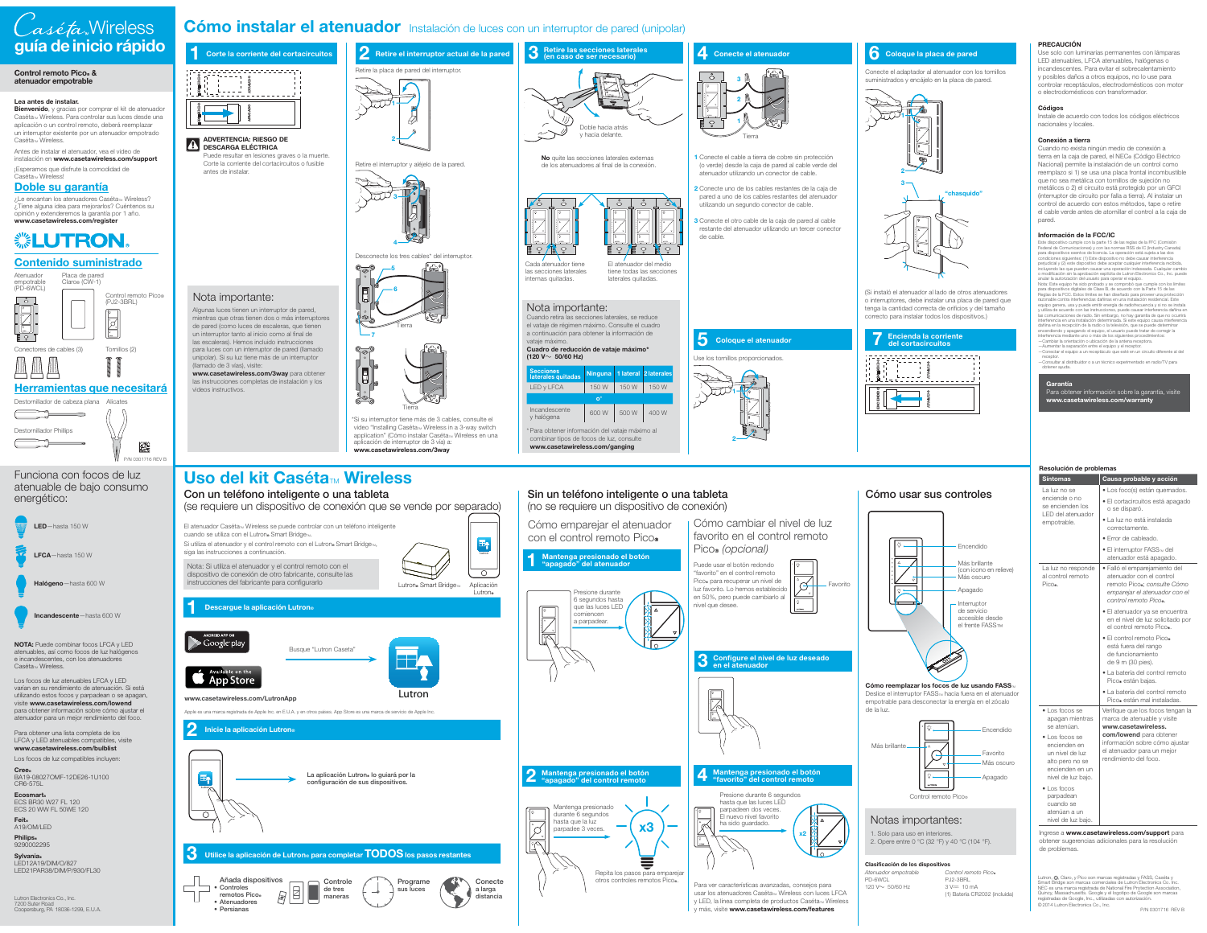# Caséta Wireless guía de inicio rápido

**Control remoto Pico® & atenuador empotrable**

**Lea antes de instalar.**

**Bienvenido**, y gracias por comprar el kit de atenuador Caséta™ Wireless. Para controlar sus luces desde una aplicación o un control remoto, deberá reemplazar un interruptor existente por un atenuador empotrado Caséta™ Wireless.

Antes de instalar el atenuador, vea el video de instalación en **www.casetawireless.com/support**

¡Esperamos que disfrute la comodidad de Caséta™ Wireless!

## Doble su garantía

¿Le encantan los atenuadores Caséta™ Wireless? ¿Tiene alguna idea para mejorarlos? Cuéntenos su opinión y extenderemos la garantía por 1 año.
**www.casetawireless.com/register**

LUTRON

## Contenido suministrado

Atenuador empotrable (PD-6WCL)

Placa de pared Claro (CW-1)

Control remoto Pico® (PJ2-3BRL)

Conectores de cables (3)

Tornillos (2)

## Herramientas que necesitará

Destornillador de cabeza plana

Alicates

Destornillador Phillips

P/N 0301716 REV B

## Funciona con focos de luz atenuable de bajo consumo energético:

**LED**—hasta 150 W

**LFCA**—hasta 150 W

**Halógeno**—hasta 600 W

**Incandescente**—hasta 600 W

**NOTA:** Puede combinar focos LFCA y LED atenuables, así como focos de luz halógenos e incandescentes, con los atenuadores Caséta™ Wireless.

Los focos de luz atenuables LFCA y LED varían en su rendimiento de atenuación. Si está utilizando estos focos y parpadean o se apagan, visite **www.casetawireless.com/lowend** para obtener información sobre cómo ajustar el atenuador para un mejor rendimiento del foco.

Para obtener una lista completa de los LFCA y LED atenuables compatibles, visite **www.casetawireless.com/bulbist**

Los focos de luz compatibles incluyen:

**Cree®**
BA19-08027OMF-12DE26-1U100
CR6-575L

**Ecosmart®**
ECS BR30 W27 FL 120
ECS 20 WW FL 50WE 120

**Feit®**
A19/OM/LED

**Philips®**
9290002295

**Sylvania®**
LED12A19/DIM/O/827
LED21PAR38/DIM/P/930/FL30

Lutron Electronics Co., Inc.
7200 Suter Road
Coopersburg, PA 18036-1299, E.U.A.

# Cómo instalar el atenuador

Instalación de luces con un interruptor de pared (unipolar)

### 1 Corte la corriente del cortacircuitos

**ADVERTENCIA: RIESGO DE DESCARGA ELÉCTRICA**
Puede resultar en lesiones graves o la muerte. Corte la corriente del cortacircuitos o fusible antes de instalar.

### Nota importante:

Algunas luces tienen un interruptor de pared, mientras que otras tienen dos o más interruptores de pared (como luces de escaleras, que tienen un interruptor tanto al inicio como al final de las escaleras). Hemos incluido instrucciones para luces con un interruptor de pared (llamado unipolar). Si su luz tiene más de un interruptor (llamado de 3 vías), visite: **www.casetawireless.com/3way** para obtener las instrucciones completas de instalación y los videos instructivos.

### 2 Retire el interruptor actual de la pared

Retire la placa de pared del interruptor.

Retire el interruptor y aléjelo de la pared.

Desconecte los tres cables* del interruptor.

Tierra

Tierra

*Si su interruptor tiene más de 3 cables, consulte el video "Installing Caséta™ Wireless in a 3-way switch application" (Cómo instalar Caséta™ Wireless en una aplicación de interruptor de 3 vía) a: **www.casetawireless.com/3way**

### 3 Retire las secciones laterales (en caso de ser necesario)

Doble hacia atrás y hacia delante.

**No** quite las secciones laterales externas de los atenuadores al final de la conexión.

Cada atenuador tiene las secciones laterales internas quitadas.

El atenuador del medio tiene todas las secciones laterales quitadas.

### Nota importante:

Cuando retira las secciones laterales, se reduce el vataje de régimen máximo. Consulte el cuadro a continuación para obtener la información de vataje máximo.

**Cuadro de reducción de vataje máximo* (120 V~ 50/60 Hz)**

| Secciones laterales quitadas | Ninguna | 1 lateral | 2 laterales |
|---|---|---|---|
| LED y LFCA | 150 W | 150 W | 150 W |
| o* | | | |
| Incandescente y halógena | 600 W | 500 W | 400 W |

* Para obtener información del vataje máximo al combinar tipos de focos de luz, consulte **www.casetawireless.com/ganging**

### 4 Conecte el atenuador

Tierra

1 Conecte el cable a tierra de cobre sin protección (o verde) desde la caja de pared al cable verde del atenuador utilizando un conector de cable.

2 Conecte uno de los cables restantes de la caja de pared a uno de los cables restantes del atenuador utilizando un segundo conector de cable.

3 Conecte el otro cable de la caja de pared al cable restante del atenuador utilizando un tercer conector de cable.

### 5 Coloque el atenuador

Use los tornillos proporcionados.

### 6 Coloque la placa de pared

Conecte el adaptador al atenuador con los tornillos suministrados y encájelo en la placa de pared.

"chasquido"

(Si instaló el atenuador al lado de otros atenuadores o interruptores, debe instalar una placa de pared que tenga la cantidad correcta de orificios y del tamaño correcto para instalar todos los dispositivos.)

### 7 Encienda la corriente del cortacircuitos

**PRECAUCIÓN**
Use solo con luminarias permanentes con lámparas LED atenuables, LFCA atenuables, halógenas o incandescentes. Para evitar el sobrecalentamiento y posibles daños a otros equipos, no lo use para controlar receptáculos, electrodomésticos con motor o electrodomésticos con transformador.

**Códigos**
Instale de acuerdo con todos los códigos eléctricos nacionales y locales.

**Conexión a tierra**
Cuando no exista ningún medio de conexión a tierra en la caja de pared, el NEC® (Código Eléctrico Nacional) permite la instalación de un control como reemplazo si 1) se usa una placa frontal incombustible que no sea metálica con tornillos de sujeción no metálicos o 2) el circuito está protegido por un GFCI (interruptor de circuito por falla a tierra). Al instalar un control de acuerdo con estos métodos, tape o retire el cable verde antes de atornillar el control a la caja de pared.

**Información de la FCC/IC**
Este dispositivo cumple con la parte 15 de las reglas de la FCC (Comisión Federal de Comunicaciones) y con las normas RSS de IC (Industry Canada) para dispositivos exentos de licencia. La operación está sujeta a las dos condiciones siguientes: (1) Este dispositivo no debe causar interferencia perjudicial y (2) este dispositivo debe aceptar cualquier interferencia recibida, incluyendo las que puedan causar una operación indeseada. Cualquier cambio o modificación sin la aprobación explícita de Lutron Electronics Co., Inc. puede anular la autorización del usuario para operar el equipo.
Nota: Este equipo ha sido probado y se comprobó que cumple con los límites para dispositivos digitales de Clase B, de acuerdo con la Parte 15 de las Reglas de la FCC. Estos límites se han diseñado para proveer una protección razonable contra interferencias dañinas en una instalación residencial. Este equipo genera, usa y puede emitir energía de radiofrecuencia y si no se instala y utiliza de acuerdo con las instrucciones, puede causar interferencia dañina en las comunicaciones de radio. Sin embargo, no hay garantía de que no ocurrirá interferencia en una instalación determinada. Si este equipo causa interferencia dañina en la recepción de la radio o la televisión, que se puede determinar encendiendo y apagando el equipo, el usuario puede tratar de corregir la interferencia mediante uno o más de los siguientes procedimientos:
—Cambiar la orientación o ubicación de la antena receptora.
—Aumentar la separación entre el equipo y el receptor.
—Conectar el equipo a un receptáculo que esté en un circuito diferente al del receptor.
—Consultar al distribuidor o a un técnico experimentado en radio/TV para obtener ayuda.

**Garantía**
Para obtener información sobre la garantía, visite **www.casetawireless.com/warranty**

# Uso del kit Caséta™ Wireless

## Con un teléfono inteligente o una tableta

(se requiere un dispositivo de conexión que se vende por separado)

El atenuador Caséta™ Wireless se puede controlar con un teléfono inteligente cuando se utiliza con el Lutron® Smart Bridge™.
Si utiliza el atenuador y el control remoto con el Lutron® Smart Bridge™, siga las instrucciones a continuación.

Nota: Si utiliza el atenuador y el control remoto con el dispositivo de conexión de otro fabricante, consulte las instrucciones del fabricante para configurarlo

Lutron® Smart Bridge™

Aplicación Lutron®

### 1 Descargue la aplicación Lutron®

Busque "Lutron Caseta"

Lutron

**www.casetawireless.com/LutronApp**

Apple es una marca registrada de Apple Inc. en E.U.A. y en otros países. App Store es una marca de servicio de Apple Inc.

### 2 Inicie la aplicación Lutron®

La aplicación Lutron® lo guiará por la configuración de sus dispositivos.

### 3 Utilice la aplicación de Lutron® para completar TODOS los pasos restantes

Añada dispositivos
- Controles remotos Pico®
- Atenuadores
- Persianas

Controle de tres maneras

Programe sus luces

Conecte a larga distancia

## Sin un teléfono inteligente o una tableta

(no se requiere un dispositivo de conexión)

### Cómo emparejar el atenuador con el control remoto Pico®

#### 1 Mantenga presionado el botón "apagado" del atenuador

Presione durante 6 segundos hasta que las luces LED comiencen a parpadear.

#### 2 Mantenga presionado el botón "apagado" del control remoto

Mantenga presionado durante 6 segundos hasta que la luz parpadee 3 veces.

x3

Repita los pasos para emparejar otros controles remotos Pico®.

### Cómo cambiar el nivel de luz favorito en el control remoto Pico® *(opcional)*

Puede usar el botón redondo "favorito" en el control remoto Pico® para recuperar un nivel de luz favorito. Lo hemos establecido en 50%, pero puede cambiarlo al nivel que desee.

Favorito

#### 3 Configure el nivel de luz deseado en el atenuador

#### 4 Mantenga presionado el botón "favorito" del control remoto

Presione durante 6 segundos hasta que las luces LED parpadeen dos veces. El nuevo nivel favorito ha sido guardado.

x2

Para ver características avanzadas, consejos para usar los atenuadores Caséta™ Wireless con luces LFCA y LED, la línea completa de productos Caséta™ Wireless y más, visite **www.casetawireless.com/features**

## Cómo usar sus controles

Encendido

Más brillante (con icono en relieve)

Más oscuro

Apagado

Interruptor de servicio accesible desde el frente FASS™

**Cómo reemplazar los focos de luz usando FASS™**
Deslice el interruptor FASS™ hacia fuera en el atenuador empotrable para desconectar la energía en el zócalo de la luz.

Encendido

Más brillante

Favorito

Más oscuro

Apagado

Control remoto Pico®

### Notas importantes:

1. Solo para uso en interiores.
2. Opere entre 0 °C (32 °F) y 40 °C (104 °F).

**Clasificación de los dispositivos**

| Atenuador empotrable | Control remoto Pico® |
|---|---|
| PD-6WCL | PJ2-3BRL |
| 120 V~ 50/60 Hz | 3 V⎓ 10 mA |
| | (1) Batería CR2032 (incluida) |

**Resolución de problemas**

| Síntomas | Causa probable y acción |
|---|---|
| La luz no se enciende o no se encienden los LED del atenuador empotrable. | • Los foco(s) están quemados.<br>• El cortacircuitos está apagado o se disparó.<br>• La luz no está instalada correctamente.<br>• Error de cableado.<br>• El interruptor FASS™ del atenuador está apagado. |
| La luz no responde al control remoto Pico®. | • Falló el emparejamiento del atenuador con el control remoto Pico®; consulte *Cómo emparejar el atenuador con el control remoto Pico®*.<br>• El atenuador ya se encuentra en el nivel de luz solicitado por el control remoto Pico®.<br>• El control remoto Pico® está fuera del rango de funcionamiento de 9 m (30 pies).<br>• La batería del control remoto Pico® están bajas.<br>• La batería del control remoto Pico® están mal instaladas. |
| • Los focos se apagan mientras se atenúan.<br>• Los focos se encienden en un nivel de luz alto pero no se encienden en un nivel de luz bajo.<br>• Los focos parpadean cuando se atenúan a un nivel de luz bajo. | Verifique que los focos tengan la marca de atenuable y visite **www.casetawireless.com/lowend** para obtener información sobre cómo ajustar el atenuador para un mejor rendimiento del foco. |

Ingrese a **www.casetawireless.com/support** para obtener sugerencias adicionales para la resolución de problemas.

Lutron, Claro, y Pico son marcas registradas y FASS, Caséta y Smart Bridge son marcas comerciales de Lutron Electronics Co. Inc. NEC es una marca registrada de National Fire Protection Association, Quincy, Massachusetts. Google y el logotipo de Google son marcas registradas de Google, Inc., utilizadas con autorización.
© 2014 Lutron Electronics Co., Inc.

P/N 0301716 REV B